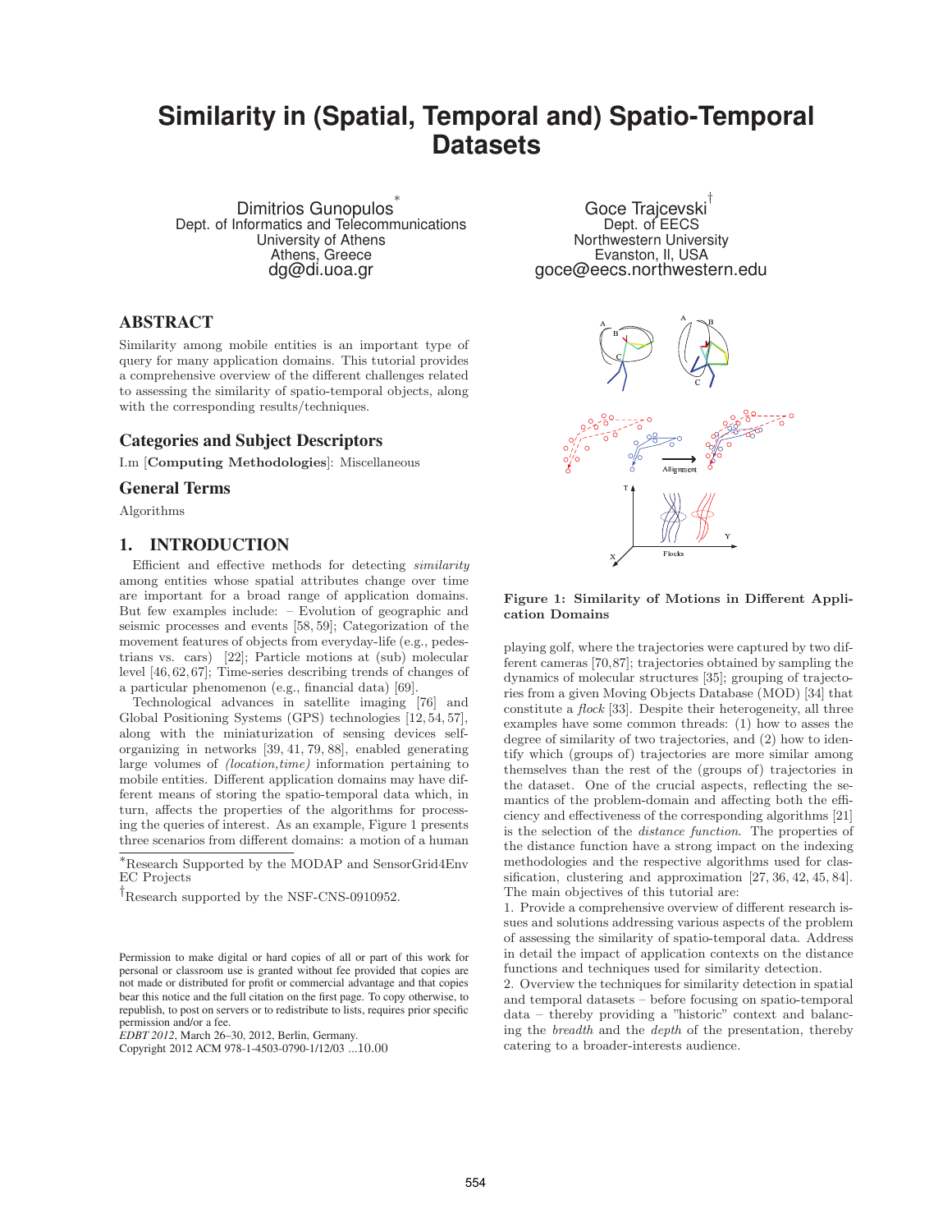# Similarity in (Spatial, Temporal and) Spatio-Temporal Datasets

Dimitrios Gunopulos*
Dept. of Informatics and Telecommunications
University of Athens
Athens, Greece
dg@di.uoa.gr

Goce Trajcevski†
Dept. of EECS
Northwestern University
Evanston, Il, USA
goce@eecs.northwestern.edu

## ABSTRACT

Similarity among mobile entities is an important type of query for many application domains. This tutorial provides a comprehensive overview of the different challenges related to assessing the similarity of spatio-temporal objects, along with the corresponding results/techniques.

## Categories and Subject Descriptors

I.m [**Computing Methodologies**]: Miscellaneous

## General Terms

Algorithms

## 1. INTRODUCTION

Efficient and effective methods for detecting *similarity* among entities whose spatial attributes change over time are important for a broad range of application domains. But few examples include: – Evolution of geographic and seismic processes and events [58, 59]; Categorization of the movement features of objects from everyday-life (e.g., pedestrians vs. cars) [22]; Particle motions at (sub) molecular level [46, 62, 67]; Time-series describing trends of changes of a particular phenomenon (e.g., financial data) [69].

Technological advances in satellite imaging [76] and Global Positioning Systems (GPS) technologies [12, 54, 57], along with the miniaturization of sensing devices self-organizing in networks [39, 41, 79, 88], enabled generating large volumes of *(location,time)* information pertaining to mobile entities. Different application domains may have different means of storing the spatio-temporal data which, in turn, affects the properties of the algorithms for processing the queries of interest. As an example, Figure 1 presents three scenarios from different domains: a motion of a human playing golf, where the trajectories were captured by two different cameras [70,87]; trajectories obtained by sampling the dynamics of molecular structures [35]; grouping of trajectories from a given Moving Objects Database (MOD) [34] that constitute a *flock* [33]. Despite their heterogeneity, all three examples have some common threads: (1) how to asses the degree of similarity of two trajectories, and (2) how to identify which (groups of) trajectories are more similar among themselves than the rest of the (groups of) trajectories in the dataset. One of the crucial aspects, reflecting the semantics of the problem-domain and affecting both the efficiency and effectiveness of the corresponding algorithms [21] is the selection of the *distance function*. The properties of the distance function have a strong impact on the indexing methodologies and the respective algorithms used for classification, clustering and approximation [27, 36, 42, 45, 84]. The main objectives of this tutorial are:

**Figure 1: Similarity of Motions in Different Application Domains**

1. Provide a comprehensive overview of different research issues and solutions addressing various aspects of the problem of assessing the similarity of spatio-temporal data. Address in detail the impact of application contexts on the distance functions and techniques used for similarity detection.
2. Overview the techniques for similarity detection in spatial and temporal datasets – before focusing on spatio-temporal data – thereby providing a "historic" context and balancing the *breadth* and the *depth* of the presentation, thereby catering to a broader-interests audience.

*Research Supported by the MODAP and SensorGrid4Env EC Projects

†Research supported by the NSF-CNS-0910952.

Permission to make digital or hard copies of all or part of this work for personal or classroom use is granted without fee provided that copies are not made or distributed for profit or commercial advantage and that copies bear this notice and the full citation on the first page. To copy otherwise, to republish, to post on servers or to redistribute to lists, requires prior specific permission and/or a fee.
*EDBT 2012*, March 26–30, 2012, Berlin, Germany.
Copyright 2012 ACM 978-1-4503-0790-1/12/03 ...10.00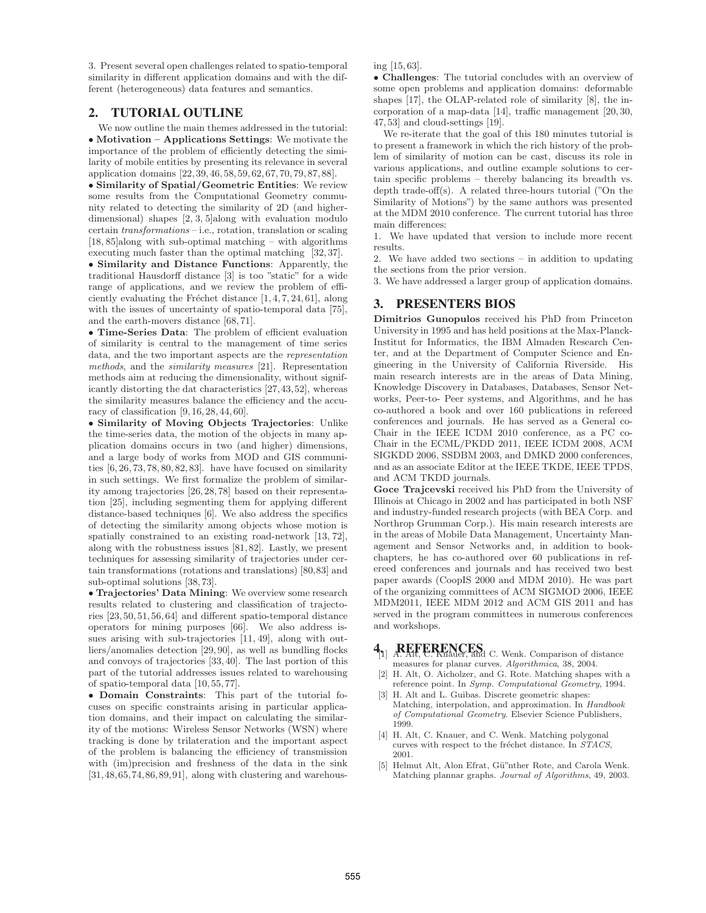3. Present several open challenges related to spatio-temporal similarity in different application domains and with the different (heterogeneous) data features and semantics.

## 2. TUTORIAL OUTLINE

We now outline the main themes addressed in the tutorial:

- **Motivation – Applications Settings**: We motivate the importance of the problem of efficiently detecting the similarity of mobile entities by presenting its relevance in several application domains [22, 39, 46, 58, 59, 62, 67, 70, 79, 87, 88].
- **Similarity of Spatial/Geometric Entities**: We review some results from the Computational Geometry community related to detecting the similarity of 2D (and higher-dimensional) shapes [2, 3, 5]along with evaluation modulo certain *transformations* – i.e., rotation, translation or scaling [18, 85]along with sub-optimal matching – with algorithms executing much faster than the optimal matching [32, 37].
- **Similarity and Distance Functions**: Apparently, the traditional Hausdorff distance [3] is too "static" for a wide range of applications, and we review the problem of efficiently evaluating the Fréchet distance [1, 4, 7, 24, 61], along with the issues of uncertainty of spatio-temporal data [75], and the earth-movers distance [68, 71].
- **Time-Series Data**: The problem of efficient evaluation of similarity is central to the management of time series data, and the two important aspects are the *representation methods*, and the *similarity measures* [21]. Representation methods aim at reducing the dimensionality, without significantly distorting the dat characteristics [27, 43, 52], whereas the similarity measures balance the efficiency and the accuracy of classification [9, 16, 28, 44, 60].
- **Similarity of Moving Objects Trajectories**: Unlike the time-series data, the motion of the objects in many application domains occurs in two (and higher) dimensions, and a large body of works from MOD and GIS communities [6, 26, 73, 78, 80, 82, 83]. have have focused on similarity in such settings. We first formalize the problem of similarity among trajectories [26, 28, 78] based on their representation [25], including segmenting them for applying different distance-based techniques [6]. We also address the specifics of detecting the similarity among objects whose motion is spatially constrained to an existing road-network [13, 72], along with the robustness issues [81, 82]. Lastly, we present techniques for assessing similarity of trajectories under certain transformations (rotations and translations) [80, 83] and sub-optimal solutions [38, 73].
- **Trajectories' Data Mining**: We overview some research results related to clustering and classification of trajectories [23, 50, 51, 56, 64] and different spatio-temporal distance operators for mining purposes [66]. We also address issues arising with sub-trajectories [11, 49], along with outliers/anomalies detection [29, 90], as well as bundling flocks and convoys of trajectories [33, 40]. The last portion of this part of the tutorial addresses issues related to warehousing of spatio-temporal data [10, 55, 77].
- **Domain Constraints**: This part of the tutorial focuses on specific constraints arising in particular application domains, and their impact on calculating the similarity of the motions: Wireless Sensor Networks (WSN) where tracking is done by trilateration and the important aspect of the problem is balancing the efficiency of transmission with (im)precision and freshness of the data in the sink [31, 48, 65, 74, 86, 89, 91], along with clustering and warehousing [15, 63].
- **Challenges**: The tutorial concludes with an overview of some open problems and application domains: deformable shapes [17], the OLAP-related role of similarity [8], the incorporation of a map-data [14], traffic management [20, 30, 47, 53] and cloud-settings [19].

We re-iterate that the goal of this 180 minutes tutorial is to present a framework in which the rich history of the problem of similarity of motion can be cast, discuss its role in various applications, and outline example solutions to certain specific problems – thereby balancing its breadth vs. depth trade-off(s). A related three-hours tutorial ("On the Similarity of Motions") by the same authors was presented at the MDM 2010 conference. The current tutorial has three main differences:

1. We have updated that version to include more recent results.
2. We have added two sections – in addition to updating the sections from the prior version.
3. We have addressed a larger group of application domains.

## 3. PRESENTERS BIOS

**Dimitrios Gunopulos** received his PhD from Princeton University in 1995 and has held positions at the Max-Planck-Institut for Informatics, the IBM Almaden Research Center, and at the Department of Computer Science and Engineering in the University of California Riverside. His main research interests are in the areas of Data Mining, Knowledge Discovery in Databases, Databases, Sensor Networks, Peer-to- Peer systems, and Algorithms, and he has co-authored a book and over 160 publications in refereed conferences and journals. He has served as a General co-Chair in the IEEE ICDM 2010 conference, as a PC co-Chair in the ECML/PKDD 2011, IEEE ICDM 2008, ACM SIGKDD 2006, SSDBM 2003, and DMKD 2000 conferences, and as an associate Editor at the IEEE TKDE, IEEE TPDS, and ACM TKDD journals.

**Goce Trajcevski** received his PhD from the University of Illinois at Chicago in 2002 and has participated in both NSF and industry-funded research projects (with BEA Corp. and Northrop Grumman Corp.). His main research interests are in the areas of Mobile Data Management, Uncertainty Management and Sensor Networks and, in addition to book-chapters, he has co-authored over 60 publications in refereed conferences and journals and has received two best paper awards (CoopIS 2000 and MDM 2010). He was part of the organizing committees of ACM SIGMOD 2006, IEEE MDM2011, IEEE MDM 2012 and ACM GIS 2011 and has served in the program committees in numerous conferences and workshops.

## 4. REFERENCES

[1] A. Alt, C. Knauer, and C. Wenk. Comparison of distance measures for planar curves. *Algorithmica*, 38, 2004.

[2] H. Alt, O. Aicholzer, and G. Rote. Matching shapes with a reference point. In *Symp. Computational Geometry*, 1994.

[3] H. Alt and L. Guibas. Discrete geometric shapes: Matching, interpolation, and approximation. In *Handbook of Computational Geometry*. Elsevier Science Publishers, 1999.

[4] H. Alt, C. Knauer, and C. Wenk. Matching polygonal curves with respect to the fréchet distance. In *STACS*, 2001.

[5] Helmut Alt, Alon Efrat, Gü"nther Rote, and Carola Wenk. Matching plannar graphs. *Journal of Algorithms*, 49, 2003.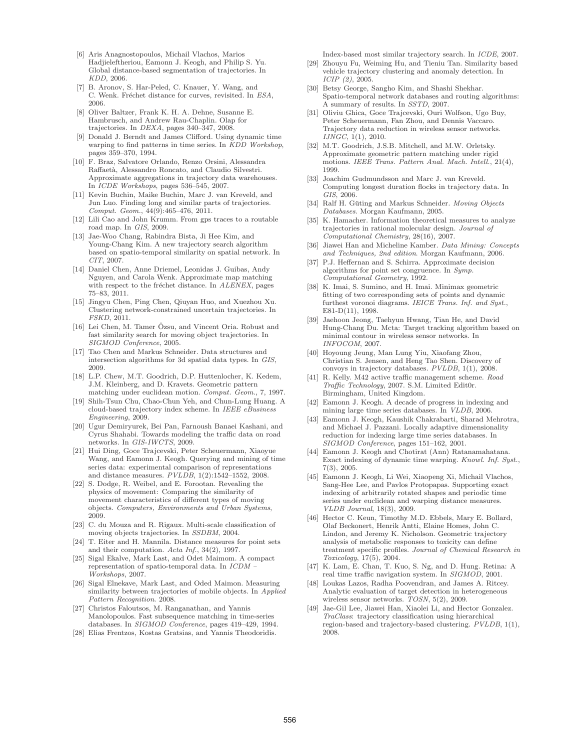[6] Aris Anagnostopoulos, Michail Vlachos, Marios Hadjieleftheriou, Eamonn J. Keogh, and Philip S. Yu. Global distance-based segmentation of trajectories. In *KDD*, 2006.

[7] B. Aronov, S. Har-Peled, C. Knauer, Y. Wang, and C. Wenk. Fréchet distance for curves, revisited. In *ESA*, 2006.

[8] Oliver Baltzer, Frank K. H. A. Dehne, Susanne E. Hambrusch, and Andrew Rau-Chaplin. Olap for trajectories. In *DEXA*, pages 340–347, 2008.

[9] Donald J. Berndt and James Clifford. Using dynamic time warping to find patterns in time series. In *KDD Workshop*, pages 359–370, 1994.

[10] F. Braz, Salvatore Orlando, Renzo Orsini, Alessandra Raffaetà, Alessandro Roncato, and Claudio Silvestri. Approximate aggregations in trajectory data warehouses. In *ICDE Workshops*, pages 536–545, 2007.

[11] Kevin Buchin, Maike Buchin, Marc J. van Kreveld, and Jun Luo. Finding long and similar parts of trajectories. *Comput. Geom.*, 44(9):465–476, 2011.

[12] Lili Cao and John Krumm. From gps traces to a routable road map. In *GIS*, 2009.

[13] Jae-Woo Chang, Rabindra Bista, Ji Hee Kim, and Young-Chang Kim. A new trajectory search algorithm based on spatio-temporal similarity on spatial network. In *CIT*, 2007.

[14] Daniel Chen, Anne Driemel, Leonidas J. Guibas, Andy Nguyen, and Carola Wenk. Approximate map matching with respect to the fréchet distance. In *ALENEX*, pages 75–83, 2011.

[15] Jingyu Chen, Ping Chen, Qiuyan Huo, and Xuezhou Xu. Clustering network-constrained uncertain trajectories. In *FSKD*, 2011.

[16] Lei Chen, M. Tamer Özsu, and Vincent Oria. Robust and fast similarity search for moving object trajectories. In *SIGMOD Conference*, 2005.

[17] Tao Chen and Markus Schneider. Data structures and intersection algorithms for 3d spatial data types. In *GIS*, 2009.

[18] L.P. Chew, M.T. Goodrich, D.P. Huttenlocher, K. Kedem, J.M. Kleinberg, and D. Kravets. Geometric pattern matching under euclidean motion. *Comput. Geom.*, 7, 1997.

[19] Shih-Tsun Chu, Chao-Chun Yeh, and Chun-Lung Huang. A cloud-based trajectory index scheme. In *IEEE eBusiness Engineering*, 2009.

[20] Ugur Demiryurek, Bei Pan, Farnoush Banaei Kashani, and Cyrus Shahabi. Towards modeling the traffic data on road networks. In *GIS-IWCTS*, 2009.

[21] Hui Ding, Goce Trajcevski, Peter Scheuermann, Xiaoyue Wang, and Eamonn J. Keogh. Querying and mining of time series data: experimental comparison of representations and distance measures. *PVLDB*, 1(2):1542–1552, 2008.

[22] S. Dodge, R. Weibel, and E. Forootan. Revealing the physics of movement: Comparing the similarity of movement characteristics of different types of moving objects. *Computers, Environments and Urban Systems*, 2009.

[23] C. du Mouza and R. Rigaux. Multi-scale classification of moving objects trajectories. In *SSDBM*, 2004.

[24] T. Eiter and H. Mannila. Distance measures for point sets and their computation. *Acta Inf.*, 34(2), 1997.

[25] Sigal Ekalve, Mark Last, and Odet Maimom. A compact representation of spatio-temporal data. In *ICDM – Workshops*, 2007.

[26] Sigal Elnekave, Mark Last, and Oded Maimon. Measuring similarity between trajectories of mobile objects. In *Applied Pattern Recognition*. 2008.

[27] Christos Faloutsos, M. Ranganathan, and Yannis Manolopoulos. Fast subsequence matching in time-series databases. In *SIGMOD Conference*, pages 419–429, 1994.

[28] Elias Frentzos, Kostas Gratsias, and Yannis Theodoridis. Index-based most similar trajectory search. In *ICDE*, 2007.

[29] Zhouyu Fu, Weiming Hu, and Tieniu Tan. Similarity based vehicle trajectory clustering and anomaly detection. In *ICIP (2)*, 2005.

[30] Betsy George, Sangho Kim, and Shashi Shekhar. Spatio-temporal network databases and routing algorithms: A summary of results. In *SSTD*, 2007.

[31] Oliviu Ghica, Goce Trajcevski, Ouri Wolfson, Ugo Buy, Peter Scheuermann, Fan Zhou, and Dennis Vaccaro. Trajectory data reduction in wireless sensor networks. *IJNGC*, 1(1), 2010.

[32] M.T. Goodrich, J.S.B. Mitchell, and M.W. Orletsky. Approximate geometric pattern matching under rigid motions. *IEEE Trans. Pattern Anal. Mach. Intell.*, 21(4), 1999.

[33] Joachim Gudmundsson and Marc J. van Kreveld. Computing longest duration flocks in trajectory data. In *GIS*, 2006.

[34] Ralf H. Güting and Markus Schneider. *Moving Objects Databases*. Morgan Kaufmann, 2005.

[35] K. Hamacher. Information theoretical measures to analyze trajectories in rational molecular design. *Journal of Computational Chemistry*, 28(16), 2007.

[36] Jiawei Han and Micheline Kamber. *Data Mining: Concepts and Techniques, 2nd edition*. Morgan Kaufmann, 2006.

[37] P.J. Heffernan and S. Schirra. Approximate decision algorithms for point set congruence. In *Symp. Computational Geometry*, 1992.

[38] K. Imai, S. Sumino, and H. Imai. Minimax geometric fitting of two corresponding sets of points and dynamic furthest voronoi diagrams. *IEICE Trans. Inf. and Syst.*, E81-D(11), 1998.

[39] Jaehoon Jeong, Taehyun Hwang, Tian He, and David Hung-Chang Du. Mcta: Target tracking algorithm based on minimal contour in wireless sensor networks. In *INFOCOM*, 2007.

[40] Hoyoung Jeung, Man Lung Yiu, Xiaofang Zhou, Christian S. Jensen, and Heng Tao Shen. Discovery of convoys in trajectory databases. *PVLDB*, 1(1), 2008.

[41] R. Kelly. M42 active traffic management scheme. *Road Traffic Technology*, 2007. S.M. Limited Edit0r. Birmingham, United Kingdom.

[42] Eamonn J. Keogh. A decade of progress in indexing and mining large time series databases. In *VLDB*, 2006.

[43] Eamonn J. Keogh, Kaushik Chakrabarti, Sharad Mehrotra, and Michael J. Pazzani. Locally adaptive dimensionality reduction for indexing large time series databases. In *SIGMOD Conference*, pages 151–162, 2001.

[44] Eamonn J. Keogh and Chotirat (Ann) Ratanamahatana. Exact indexing of dynamic time warping. *Knowl. Inf. Syst.*, 7(3), 2005.

[45] Eamonn J. Keogh, Li Wei, Xiaopeng Xi, Michail Vlachos, Sang-Hee Lee, and Pavlos Protopapas. Supporting exact indexing of arbitrarily rotated shapes and periodic time series under euclidean and warping distance measures. *VLDB Journal*, 18(3), 2009.

[46] Hector C. Keun, Timothy M.D. Ebbels, Mary E. Bollard, Olaf Beckonert, Henrik Antti, Elaine Homes, John C. Lindon, and Jeremy K. Nicholson. Geometric trajectory analysis of metabolic responses to toxicity can define treatment specific profiles. *Journal of Chemical Research in Toxicology*, 17(5), 2004.

[47] K. Lam, E. Chan, T. Kuo, S. Ng, and D. Hung. Retina: A real time traffic navigation system. In *SIGMOD*, 2001.

[48] Loukas Lazos, Radha Poovendran, and James A. Ritcey. Analytic evaluation of target detection in heterogeneous wireless sensor networks. *TOSN*, 5(2), 2009.

[49] Jae-Gil Lee, Jiawei Han, Xiaolei Li, and Hector Gonzalez. *TraClass*: trajectory classification using hierarchical region-based and trajectory-based clustering. *PVLDB*, 1(1), 2008.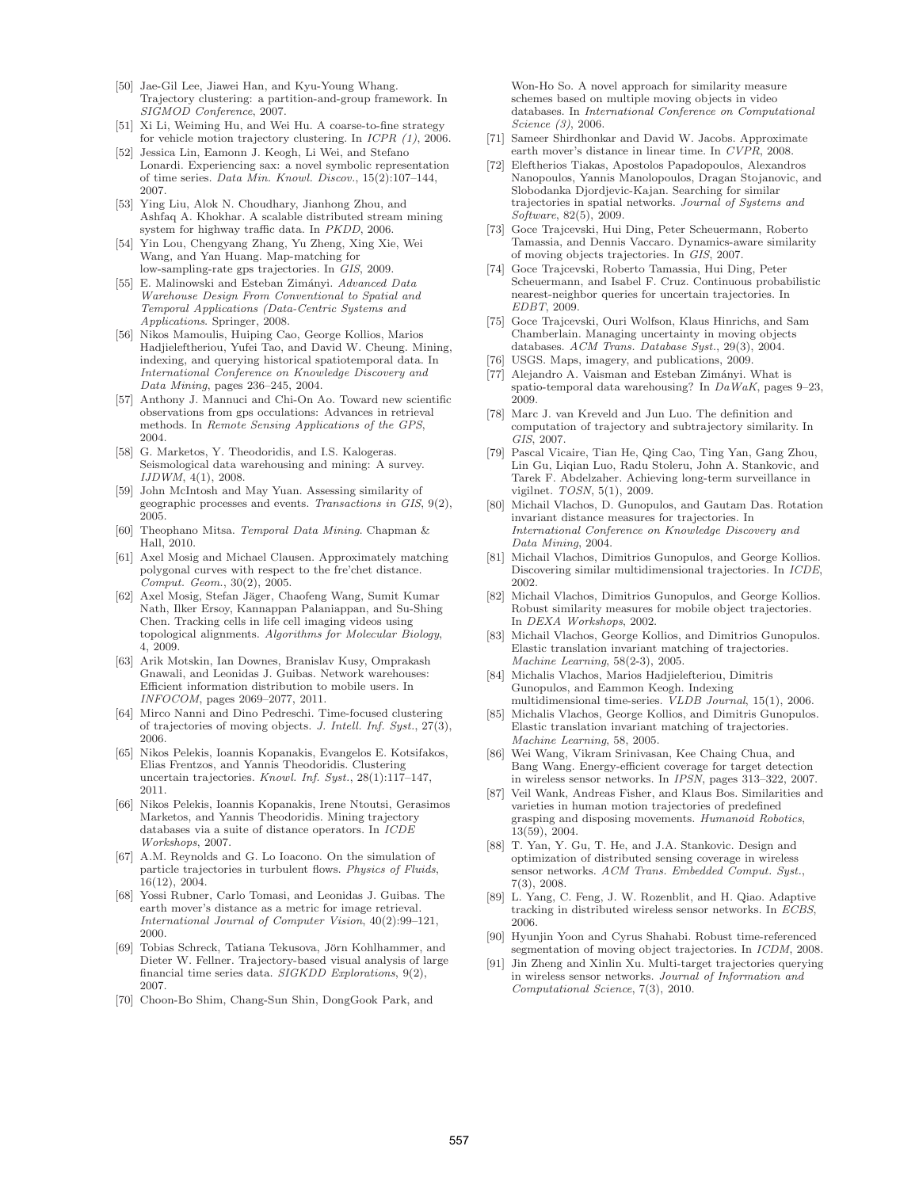[50] Jae-Gil Lee, Jiawei Han, and Kyu-Young Whang. Trajectory clustering: a partition-and-group framework. In *SIGMOD Conference*, 2007.

[51] Xi Li, Weiming Hu, and Wei Hu. A coarse-to-fine strategy for vehicle motion trajectory clustering. In *ICPR (1)*, 2006.

[52] Jessica Lin, Eamonn J. Keogh, Li Wei, and Stefano Lonardi. Experiencing sax: a novel symbolic representation of time series. *Data Min. Knowl. Discov.*, 15(2):107–144, 2007.

[53] Ying Liu, Alok N. Choudhary, Jianhong Zhou, and Ashfaq A. Khokhar. A scalable distributed stream mining system for highway traffic data. In *PKDD*, 2006.

[54] Yin Lou, Chengyang Zhang, Yu Zheng, Xing Xie, Wei Wang, and Yan Huang. Map-matching for low-sampling-rate gps trajectories. In *GIS*, 2009.

[55] E. Malinowski and Esteban Zimányi. *Advanced Data Warehouse Design From Conventional to Spatial and Temporal Applications (Data-Centric Systems and Applications*. Springer, 2008.

[56] Nikos Mamoulis, Huiping Cao, George Kollios, Marios Hadjieleftheriou, Yufei Tao, and David W. Cheung. Mining, indexing, and querying historical spatiotemporal data. In *International Conference on Knowledge Discovery and Data Mining*, pages 236–245, 2004.

[57] Anthony J. Mannucci and Chi-On Ao. Toward new scientific observations from gps occulations: Advances in retrieval methods. In *Remote Sensing Applications of the GPS*, 2004.

[58] G. Marketos, Y. Theodoridis, and I.S. Kalogeras. Seismological data warehousing and mining: A survey. *IJDWM*, 4(1), 2008.

[59] John McIntosh and May Yuan. Assessing similarity of geographic processes and events. *Transactions in GIS*, 9(2), 2005.

[60] Theophano Mitsa. *Temporal Data Mining*. Chapman & Hall, 2010.

[61] Axel Mosig and Michael Clausen. Approximately matching polygonal curves with respect to the fre'chet distance. *Comput. Geom.*, 30(2), 2005.

[62] Axel Mosig, Stefan Jäger, Chaofeng Wang, Sumit Kumar Nath, Ilker Ersoy, Kannappan Palaniappan, and Su-Shing Chen. Tracking cells in life cell imaging videos using topological alignments. *Algorithms for Molecular Biology*, 4, 2009.

[63] Arik Motskin, Ian Downes, Branislav Kusy, Omprakash Gnawali, and Leonidas J. Guibas. Network warehouses: Efficient information distribution to mobile users. In *INFOCOM*, pages 2069–2077, 2011.

[64] Mirco Nanni and Dino Pedreschi. Time-focused clustering of trajectories of moving objects. *J. Intell. Inf. Syst.*, 27(3), 2006.

[65] Nikos Pelekis, Ioannis Kopanakis, Evangelos E. Kotsifakos, Elias Frentzos, and Yannis Theodoridis. Clustering uncertain trajectories. *Knowl. Inf. Syst.*, 28(1):117–147, 2011.

[66] Nikos Pelekis, Ioannis Kopanakis, Irene Ntoutsi, Gerasimos Marketos, and Yannis Theodoridis. Mining trajectory databases via a suite of distance operators. In *ICDE Workshops*, 2007.

[67] A.M. Reynolds and G. Lo Ioacono. On the simulation of particle trajectories in turbulent flows. *Physics of Fluids*, 16(12), 2004.

[68] Yossi Rubner, Carlo Tomasi, and Leonidas J. Guibas. The earth mover's distance as a metric for image retrieval. *International Journal of Computer Vision*, 40(2):99–121, 2000.

[69] Tobias Schreck, Tatiana Tekusova, Jörn Kohlhammer, and Dieter W. Fellner. Trajectory-based visual analysis of large financial time series data. *SIGKDD Explorations*, 9(2), 2007.

[70] Choon-Bo Shim, Chang-Sun Shin, DongGook Park, and Won-Ho So. A novel approach for similarity measure schemes based on multiple moving objects in video databases. In *International Conference on Computational Science (3)*, 2006.

[71] Sameer Shirdhonkar and David W. Jacobs. Approximate earth mover's distance in linear time. In *CVPR*, 2008.

[72] Eleftherios Tiakas, Apostolos Papadopoulos, Alexandros Nanopoulos, Yannis Manolopoulos, Dragan Stojanovic, and Slobodanka Djordjevic-Kajan. Searching for similar trajectories in spatial networks. *Journal of Systems and Software*, 82(5), 2009.

[73] Goce Trajcevski, Hui Ding, Peter Scheuermann, Roberto Tamassia, and Dennis Vaccaro. Dynamics-aware similarity of moving objects trajectories. In *GIS*, 2007.

[74] Goce Trajcevski, Roberto Tamassia, Hui Ding, Peter Scheuermann, and Isabel F. Cruz. Continuous probabilistic nearest-neighbor queries for uncertain trajectories. In *EDBT*, 2009.

[75] Goce Trajcevski, Ouri Wolfson, Klaus Hinrichs, and Sam Chamberlain. Managing uncertainty in moving objects databases. *ACM Trans. Database Syst.*, 29(3), 2004.

[76] USGS. Maps, imagery, and publications, 2009.

[77] Alejandro A. Vaisman and Esteban Zimányi. What is spatio-temporal data warehousing? In *DaWaK*, pages 9–23, 2009.

[78] Marc J. van Kreveld and Jun Luo. The definition and computation of trajectory and subtrajectory similarity. In *GIS*, 2007.

[79] Pascal Vicaire, Tian He, Qing Cao, Ting Yan, Gang Zhou, Lin Gu, Liqian Luo, Radu Stoleru, John A. Stankovic, and Tarek F. Abdelzaher. Achieving long-term surveillance in vigilnet. *TOSN*, 5(1), 2009.

[80] Michail Vlachos, D. Gunopulos, and Gautam Das. Rotation invariant distance measures for trajectories. In *International Conference on Knowledge Discovery and Data Mining*, 2004.

[81] Michail Vlachos, Dimitrios Gunopulos, and George Kollios. Discovering similar multidimensional trajectories. In *ICDE*, 2002.

[82] Michail Vlachos, Dimitrios Gunopulos, and George Kollios. Robust similarity measures for mobile object trajectories. In *DEXA Workshops*, 2002.

[83] Michail Vlachos, George Kollios, and Dimitrios Gunopulos. Elastic translation invariant matching of trajectories. *Machine Learning*, 58(2-3), 2005.

[84] Michalis Vlachos, Marios Hadjieleftheriou, Dimitris Gunopulos, and Eammon Keogh. Indexing multidimensional time-series. *VLDB Journal*, 15(1), 2006.

[85] Michalis Vlachos, George Kollios, and Dimitris Gunopulos. Elastic translation invariant matching of trajectories. *Machine Learning*, 58, 2005.

[86] Wei Wang, Vikram Srinivasan, Kee Chaing Chua, and Bang Wang. Energy-efficient coverage for target detection in wireless sensor networks. In *IPSN*, pages 313–322, 2007.

[87] Veil Wank, Andreas Fisher, and Klaus Bos. Similarities and varieties in human motion trajectories of predefined grasping and disposing movements. *Humanoid Robotics*, 13(59), 2004.

[88] T. Yan, Y. Gu, T. He, and J.A. Stankovic. Design and optimization of distributed sensing coverage in wireless sensor networks. *ACM Trans. Embedded Comput. Syst.*, 7(3), 2008.

[89] L. Yang, C. Feng, J. W. Rozenblit, and H. Qiao. Adaptive tracking in distributed wireless sensor networks. In *ECBS*, 2006.

[90] Hyunjin Yoon and Cyrus Shahabi. Robust time-referenced segmentation of moving object trajectories. In *ICDM*, 2008.

[91] Jin Zheng and Xinlin Xu. Multi-target trajectories querying in wireless sensor networks. *Journal of Information and Computational Science*, 7(3), 2010.